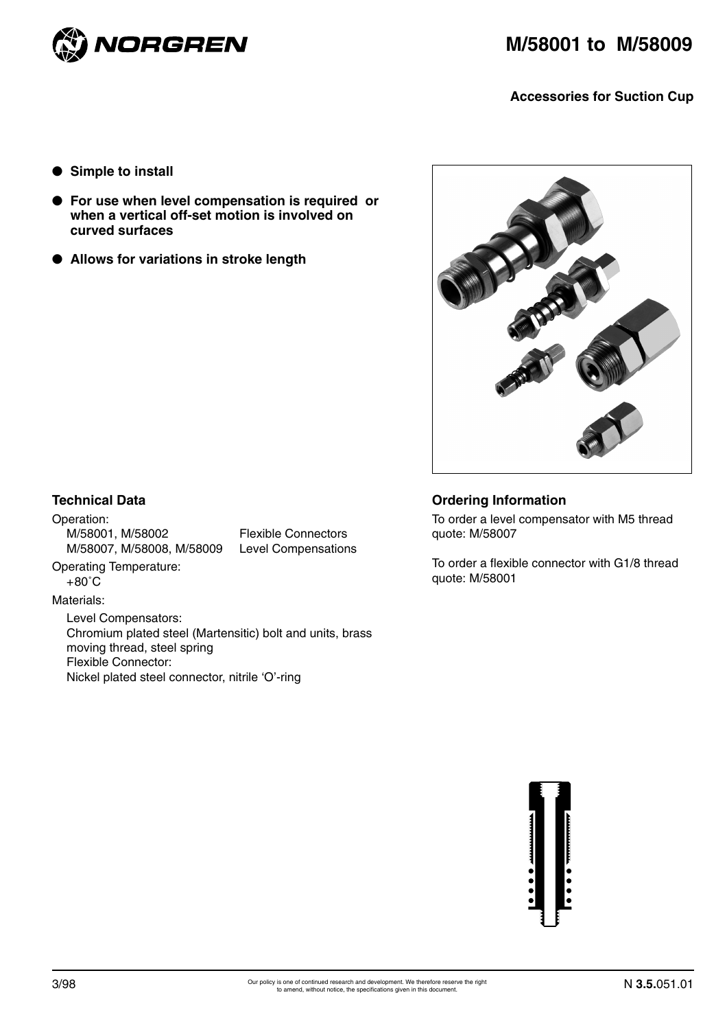# M/58001 to M/58009

**Accessories for Suction Cup**

- **Simple to install**
- **For use when level compensation is required or when a vertical off-set motion is involved on curved surfaces**
- **Allows for variations in stroke length**

## Technical Data

Operation:

| | |
|---|---|
| M/58001, M/58002 | Flexible Connectors |
| M/58007, M/58008, M/58009 | Level Compensations |

Operating Temperature:
+80˚C

Materials:

Level Compensators:
Chromium plated steel (Martensitic) bolt and units, brass moving thread, steel spring
Flexible Connector:
Nickel plated steel connector, nitrile 'O'-ring

## Ordering Information

To order a level compensator with M5 thread quote: M/58007

To order a flexible connector with G1/8 thread quote: M/58001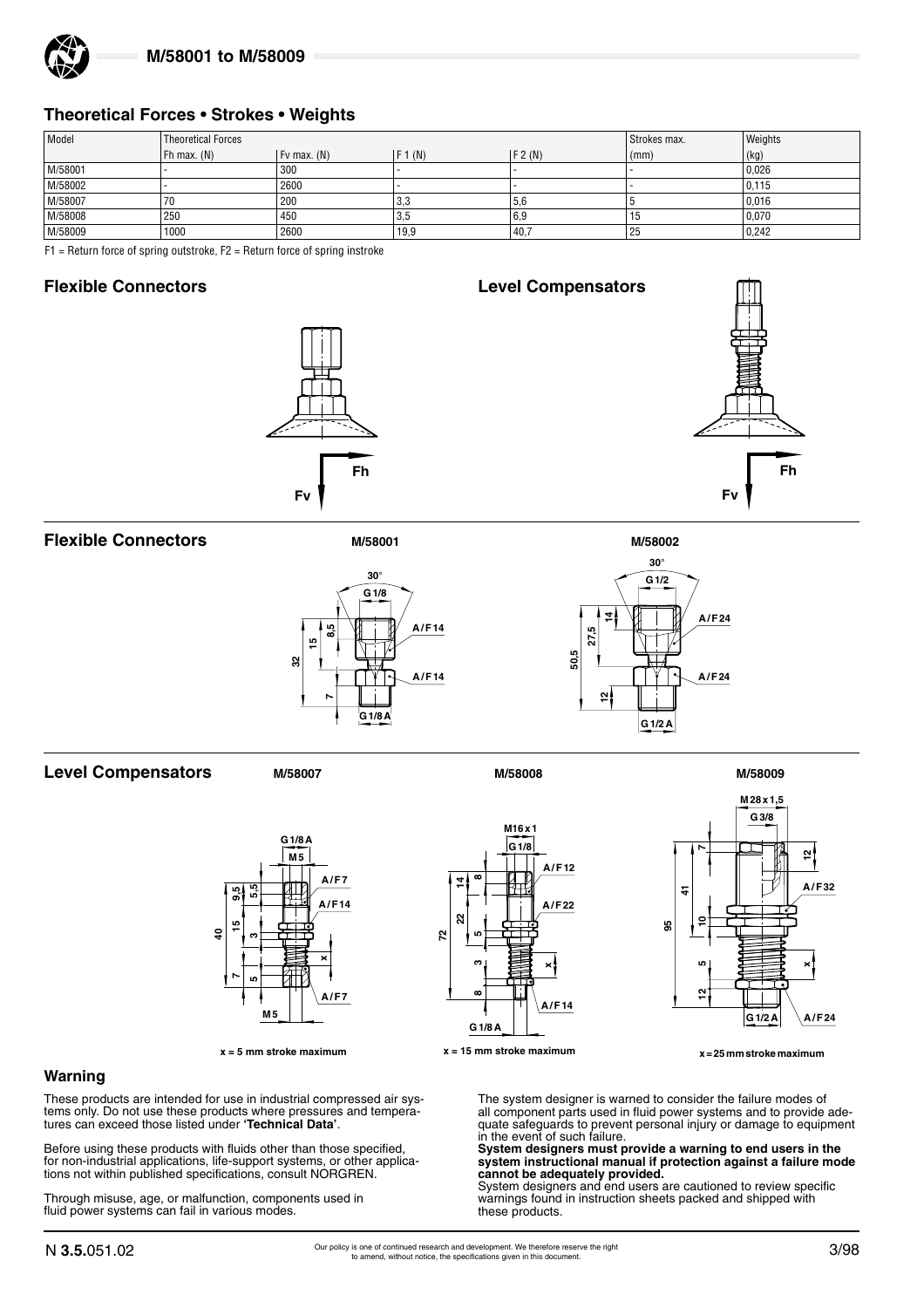## Theoretical Forces • Strokes • Weights

| Model | Theoretical Forces | | | | Strokes max. | Weights |
|---|---|---|---|---|---|---|
| | Fh max. (N) | Fv max. (N) | F 1 (N) | F 2 (N) | (mm) | (kg) |
| M/58001 | - | 300 | - | - | - | 0,026 |
| M/58002 | - | 2600 | - | - | - | 0,115 |
| M/58007 | 70 | 200 | 3,3 | 5,6 | 5 | 0,016 |
| M/58008 | 250 | 450 | 3,5 | 6,9 | 15 | 0,070 |
| M/58009 | 1000 | 2600 | 19,9 | 40,7 | 25 | 0,242 |

F1 = Return force of spring outstroke, F2 = Return force of spring instroke

## Flexible Connectors

Fh

Fv

## Level Compensators

Fh

Fv

## Flexible Connectors

M/58001

30°
G 1/8
A/F 14
A/F 14
32
15
8,5
7
G 1/8 A

M/58002

30°
G 1/2
A/F 24
A/F 24
50,5
27,5
14
12
G 1/2 A

## Level Compensators

M/58007

G 1/8 A
M 5
A/F 7
A/F 14
40
9,5
5,5
15
3
7
5
x
A/F 7
M 5

x = 5 mm stroke maximum

M/58008

M16 x 1
G 1/8
A/F 12
A/F 22
72
14
8
22
5
3
8
x
A/F 14
G 1/8 A

x = 15 mm stroke maximum

M/58009

M 28 x 1,5
G 3/8
7
12
A/F 32
95
41
10
5
12
x
G 1/2 A
A/F 24

x = 25 mm stroke maximum

## Warning

These products are intended for use in industrial compressed air systems only. Do not use these products where pressures and temperatures can exceed those listed under '**Technical Data**'.

Before using these products with fluids other than those specified, for non-industrial applications, life-support systems, or other applications not within published specifications, consult NORGREN.

Through misuse, age, or malfunction, components used in fluid power systems can fail in various modes.

The system designer is warned to consider the failure modes of all component parts used in fluid power systems and to provide adequate safeguards to prevent personal injury or damage to equipment in the event of such failure.

**System designers must provide a warning to end users in the system instructional manual if protection against a failure mode cannot be adequately provided.**

System designers and end users are cautioned to review specific warnings found in instruction sheets packed and shipped with these products.

N **3.5.**051.02

Our policy is one of continued research and development. We therefore reserve the right to amend, without notice, the specifications given in this document.

3/98